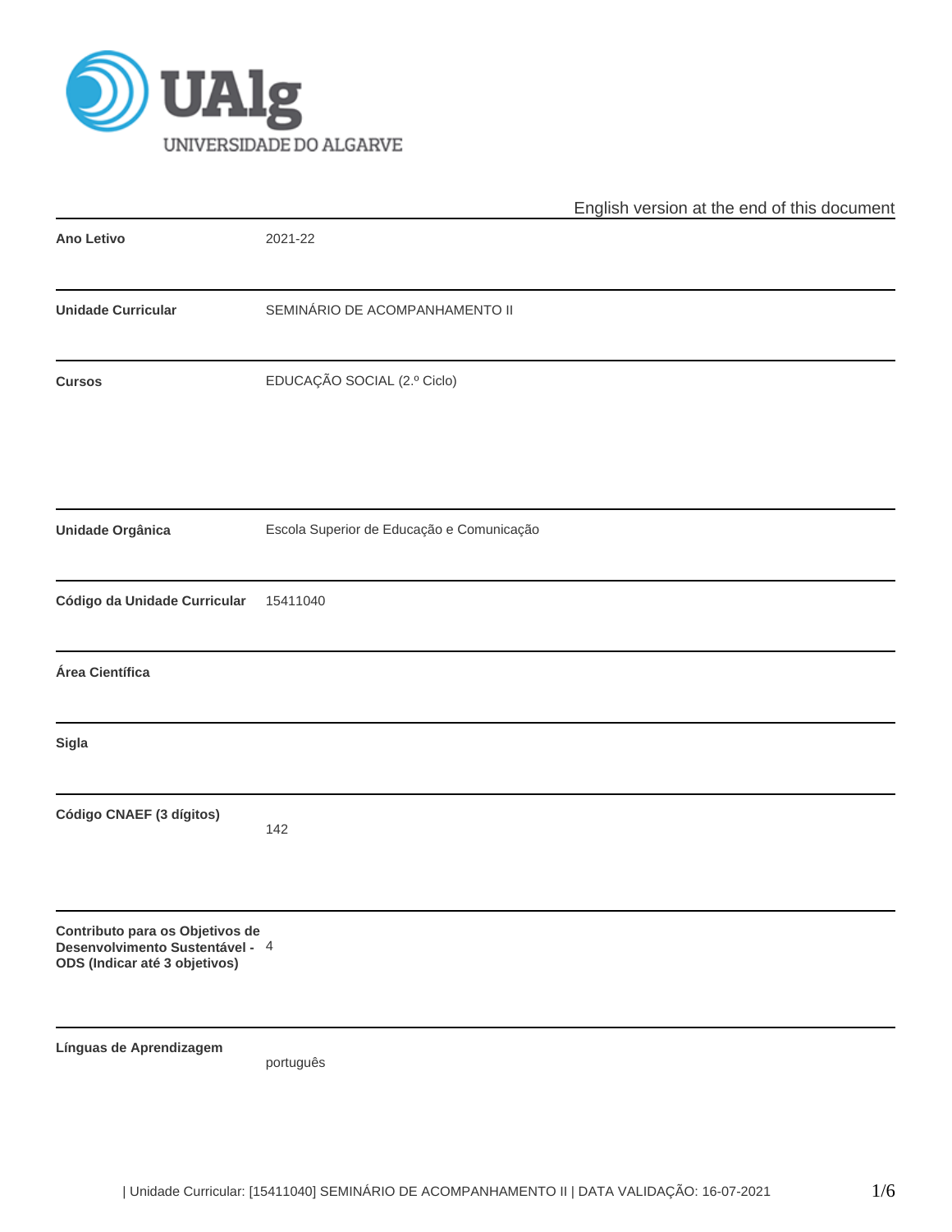English version at the end of this document

| | |
|---|---|
| **Ano Letivo** | 2021-22 |
| **Unidade Curricular** | SEMINÁRIO DE ACOMPANHAMENTO II |
| **Cursos** | EDUCAÇÃO SOCIAL (2.º Ciclo) |
| **Unidade Orgânica** | Escola Superior de Educação e Comunicação |
| **Código da Unidade Curricular** | 15411040 |
| **Área Científica** | |
| **Sigla** | |
| **Código CNAEF (3 dígitos)** | 142 |
| **Contributo para os Objetivos de Desenvolvimento Sustentável - ODS (Indicar até 3 objetivos)** | 4 |
| **Línguas de Aprendizagem** | português |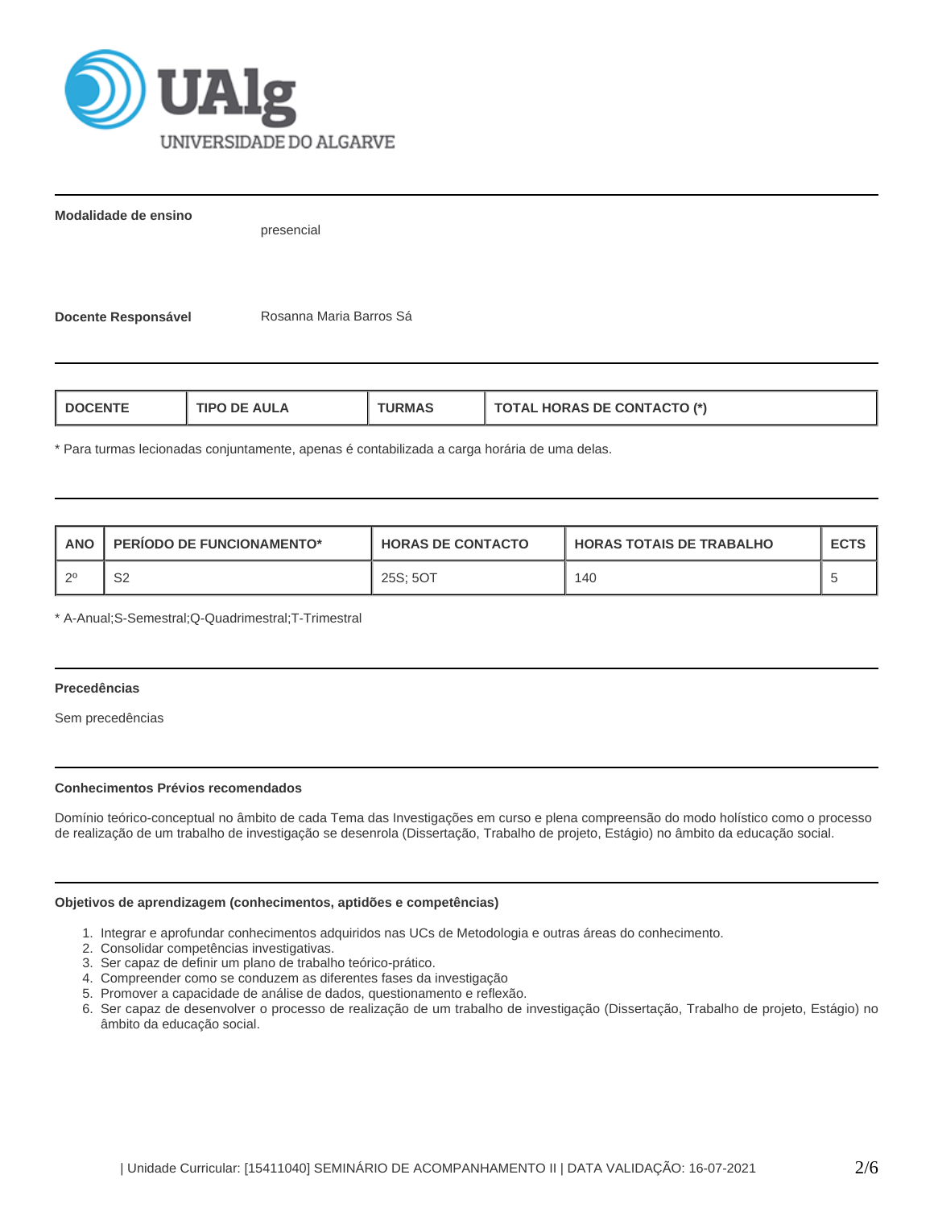**Modalidade de ensino**

presencial

**Docente Responsável**

Rosanna Maria Barros Sá

| DOCENTE | TIPO DE AULA | TURMAS | TOTAL HORAS DE CONTACTO (*) |
|---|---|---|---|

* Para turmas lecionadas conjuntamente, apenas é contabilizada a carga horária de uma delas.

| ANO | PERÍODO DE FUNCIONAMENTO* | HORAS DE CONTACTO | HORAS TOTAIS DE TRABALHO | ECTS |
|---|---|---|---|---|
| 2º | S2 | 25S; 5OT | 140 | 5 |

* A-Anual;S-Semestral;Q-Quadrimestral;T-Trimestral

**Precedências**

Sem precedências

**Conhecimentos Prévios recomendados**

Domínio teórico-conceptual no âmbito de cada Tema das Investigações em curso e plena compreensão do modo holístico como o processo de realização de um trabalho de investigação se desenrola (Dissertação, Trabalho de projeto, Estágio) no âmbito da educação social.

**Objetivos de aprendizagem (conhecimentos, aptidões e competências)**

1. Integrar e aprofundar conhecimentos adquiridos nas UCs de Metodologia e outras áreas do conhecimento.
2. Consolidar competências investigativas.
3. Ser capaz de definir um plano de trabalho teórico-prático.
4. Compreender como se conduzem as diferentes fases da investigação
5. Promover a capacidade de análise de dados, questionamento e reflexão.
6. Ser capaz de desenvolver o processo de realização de um trabalho de investigação (Dissertação, Trabalho de projeto, Estágio) no âmbito da educação social.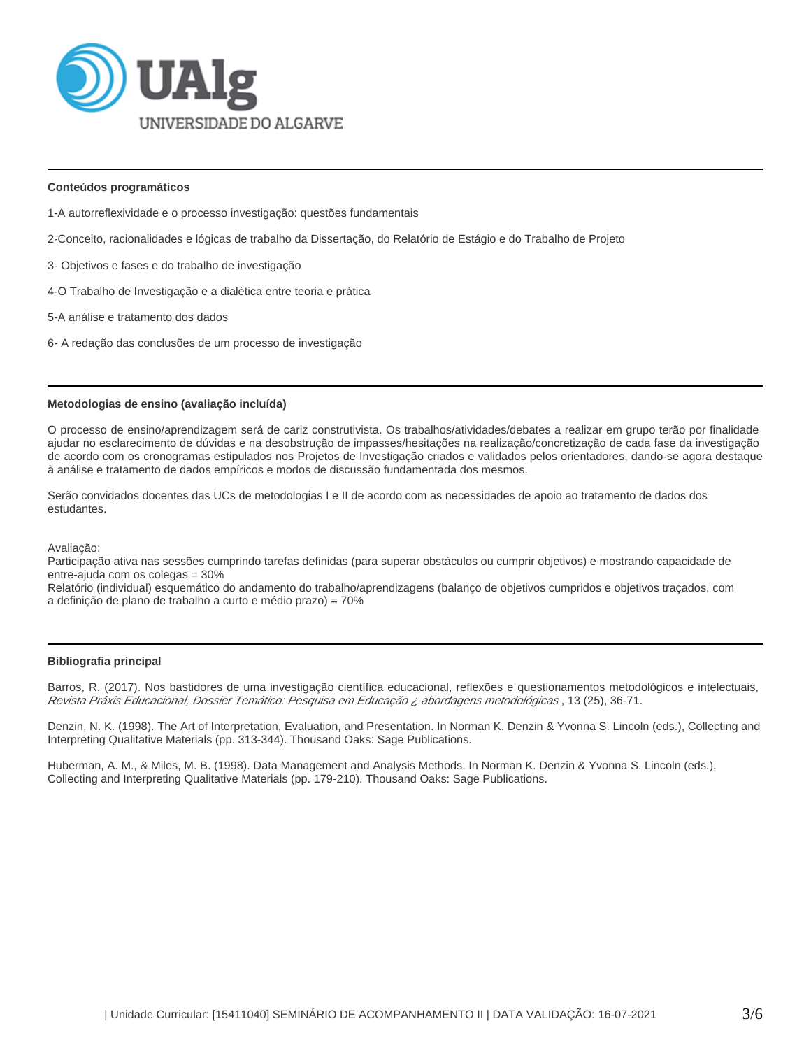## Conteúdos programáticos

1-A autorreflexividade e o processo investigação: questões fundamentais

2-Conceito, racionalidades e lógicas de trabalho da Dissertação, do Relatório de Estágio e do Trabalho de Projeto

3- Objetivos e fases e do trabalho de investigação

4-O Trabalho de Investigação e a dialética entre teoria e prática

5-A análise e tratamento dos dados

6- A redação das conclusões de um processo de investigação

## Metodologias de ensino (avaliação incluída)

O processo de ensino/aprendizagem será de cariz construtivista. Os trabalhos/atividades/debates a realizar em grupo terão por finalidade ajudar no esclarecimento de dúvidas e na desobstrução de impasses/hesitações na realização/concretização de cada fase da investigação de acordo com os cronogramas estipulados nos Projetos de Investigação criados e validados pelos orientadores, dando-se agora destaque à análise e tratamento de dados empíricos e modos de discussão fundamentada dos mesmos.

Serão convidados docentes das UCs de metodologias I e II de acordo com as necessidades de apoio ao tratamento de dados dos estudantes.

Avaliação:
Participação ativa nas sessões cumprindo tarefas definidas (para superar obstáculos ou cumprir objetivos) e mostrando capacidade de entre-ajuda com os colegas = 30%
Relatório (individual) esquemático do andamento do trabalho/aprendizagens (balanço de objetivos cumpridos e objetivos traçados, com a definição de plano de trabalho a curto e médio prazo) = 70%

## Bibliografia principal

Barros, R. (2017). Nos bastidores de uma investigação científica educacional, reflexões e questionamentos metodológicos e intelectuais, *Revista Práxis Educacional, Dossier Temático: Pesquisa em Educação ¿ abordagens metodológicas* , 13 (25), 36-71.

Denzin, N. K. (1998). The Art of Interpretation, Evaluation, and Presentation. In Norman K. Denzin & Yvonna S. Lincoln (eds.), Collecting and Interpreting Qualitative Materials (pp. 313-344). Thousand Oaks: Sage Publications.

Huberman, A. M., & Miles, M. B. (1998). Data Management and Analysis Methods. In Norman K. Denzin & Yvonna S. Lincoln (eds.), Collecting and Interpreting Qualitative Materials (pp. 179-210). Thousand Oaks: Sage Publications.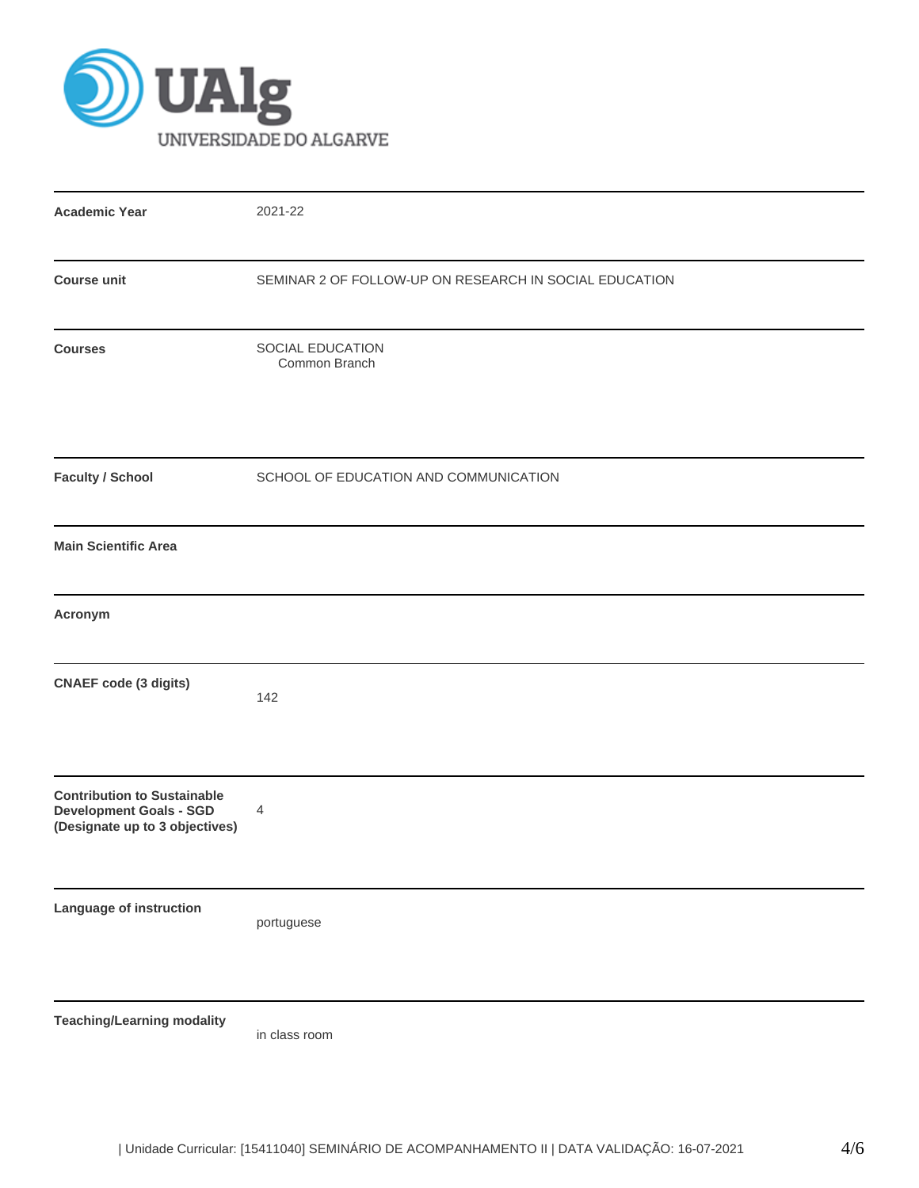| | |
|---|---|
| **Academic Year** | 2021-22 |
| **Course unit** | SEMINAR 2 OF FOLLOW-UP ON RESEARCH IN SOCIAL EDUCATION |
| **Courses** | SOCIAL EDUCATION<br>Common Branch |
| **Faculty / School** | SCHOOL OF EDUCATION AND COMMUNICATION |
| **Main Scientific Area** | |
| **Acronym** | |
| **CNAEF code (3 digits)** | 142 |
| **Contribution to Sustainable Development Goals - SGD (Designate up to 3 objectives)** | 4 |
| **Language of instruction** | portuguese |
| **Teaching/Learning modality** | in class room |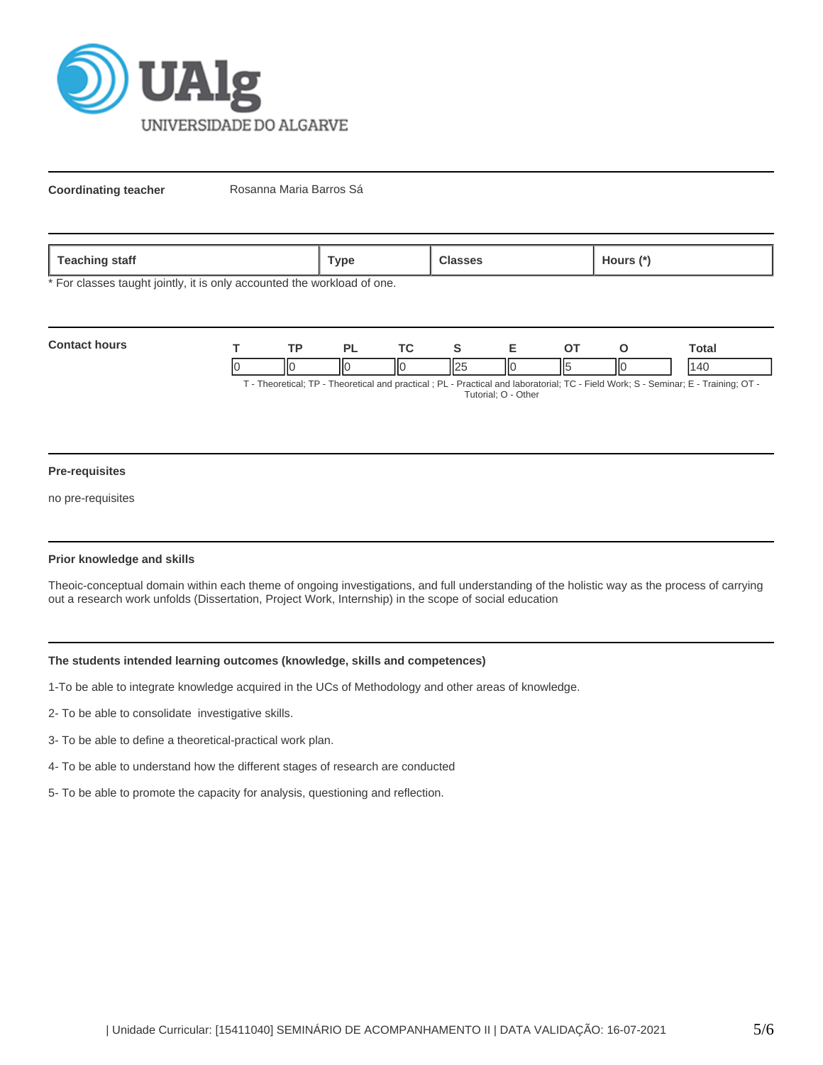**Coordinating teacher** Rosanna Maria Barros Sá

| Teaching staff | Type | Classes | Hours (*) |
|---|---|---|---|

* For classes taught jointly, it is only accounted the workload of one.

**Contact hours**

| T | TP | PL | TC | S | E | OT | O | Total |
|---|---|---|---|---|---|---|---|---|
| 0 | 0 | 0 | 0 | 25 | 0 | 5 | 0 | 140 |

T - Theoretical; TP - Theoretical and practical ; PL - Practical and laboratorial; TC - Field Work; S - Seminar; E - Training; OT - Tutorial; O - Other

**Pre-requisites**

no pre-requisites

**Prior knowledge and skills**

Theoic-conceptual domain within each theme of ongoing investigations, and full understanding of the holistic way as the process of carrying out a research work unfolds (Dissertation, Project Work, Internship) in the scope of social education

**The students intended learning outcomes (knowledge, skills and competences)**

1-To be able to integrate knowledge acquired in the UCs of Methodology and other areas of knowledge.

2- To be able to consolidate investigative skills.

3- To be able to define a theoretical-practical work plan.

4- To be able to understand how the different stages of research are conducted

5- To be able to promote the capacity for analysis, questioning and reflection.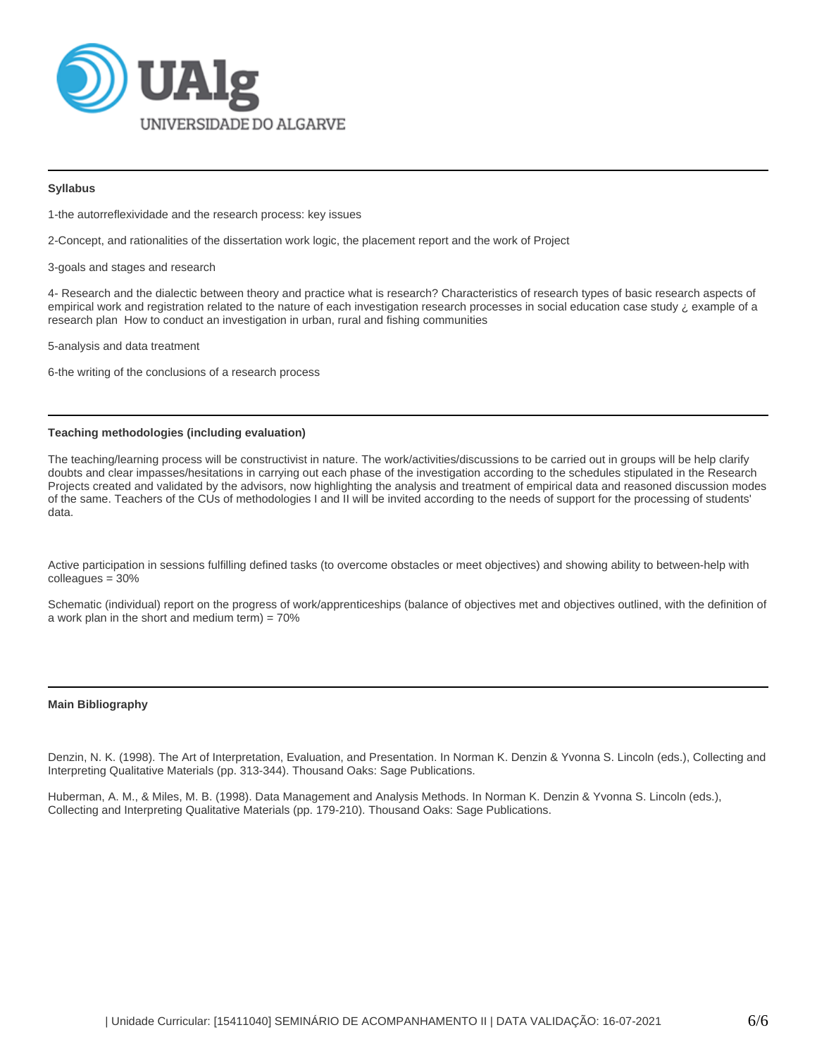## Syllabus

1-the autorreflexividade and the research process: key issues

2-Concept, and rationalities of the dissertation work logic, the placement report and the work of Project

3-goals and stages and research

4- Research and the dialectic between theory and practice what is research? Characteristics of research types of basic research aspects of empirical work and registration related to the nature of each investigation research processes in social education case study ¿ example of a research plan  How to conduct an investigation in urban, rural and fishing communities

5-analysis and data treatment

6-the writing of the conclusions of a research process

## Teaching methodologies (including evaluation)

The teaching/learning process will be constructivist in nature. The work/activities/discussions to be carried out in groups will be help clarify doubts and clear impasses/hesitations in carrying out each phase of the investigation according to the schedules stipulated in the Research Projects created and validated by the advisors, now highlighting the analysis and treatment of empirical data and reasoned discussion modes of the same. Teachers of the CUs of methodologies I and II will be invited according to the needs of support for the processing of students' data.

Active participation in sessions fulfilling defined tasks (to overcome obstacles or meet objectives) and showing ability to between-help with colleagues = 30%

Schematic (individual) report on the progress of work/apprenticeships (balance of objectives met and objectives outlined, with the definition of a work plan in the short and medium term) = 70%

## Main Bibliography

Denzin, N. K. (1998). The Art of Interpretation, Evaluation, and Presentation. In Norman K. Denzin & Yvonna S. Lincoln (eds.), Collecting and Interpreting Qualitative Materials (pp. 313-344). Thousand Oaks: Sage Publications.

Huberman, A. M., & Miles, M. B. (1998). Data Management and Analysis Methods. In Norman K. Denzin & Yvonna S. Lincoln (eds.), Collecting and Interpreting Qualitative Materials (pp. 179-210). Thousand Oaks: Sage Publications.